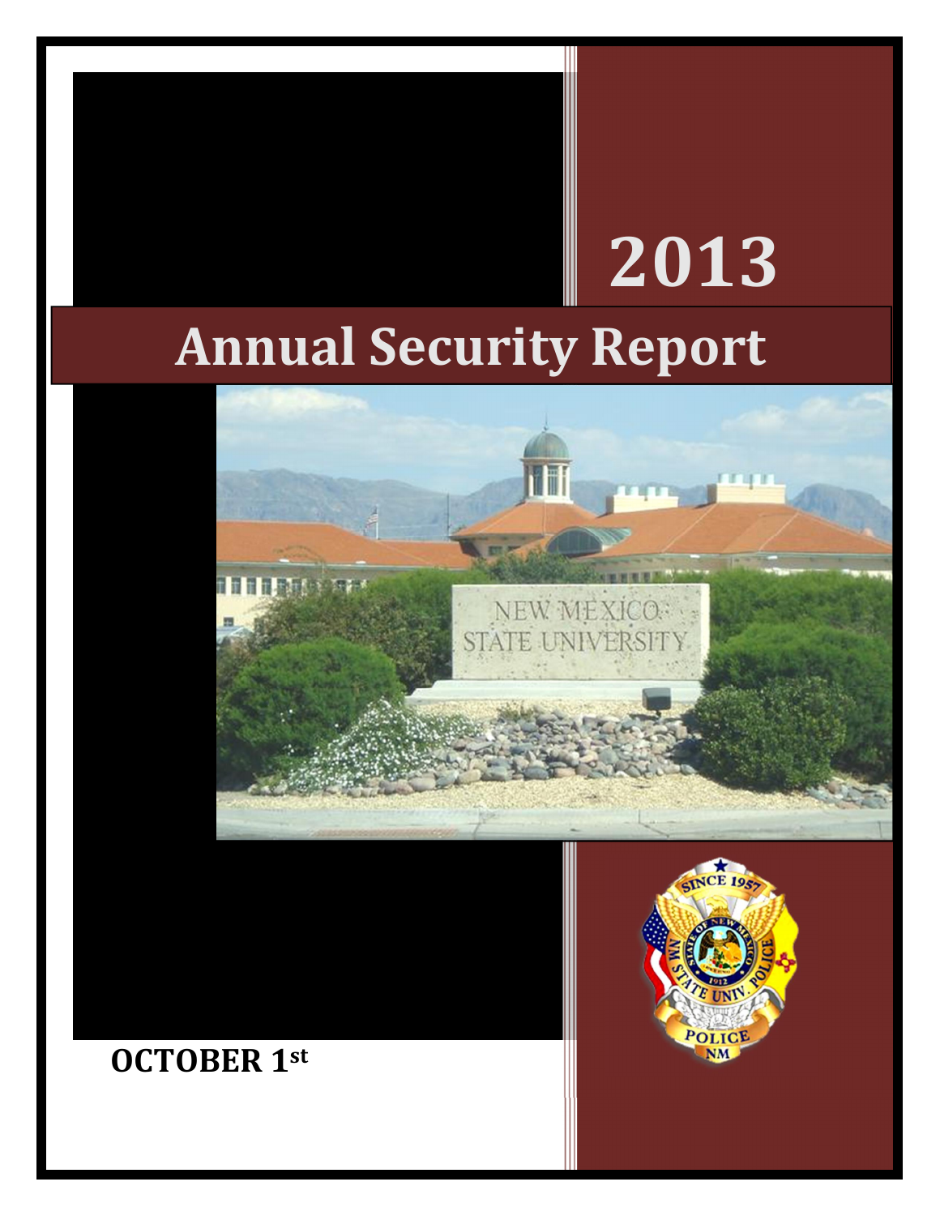# 2013

# Annual Security Report

**OCTOBER 1st**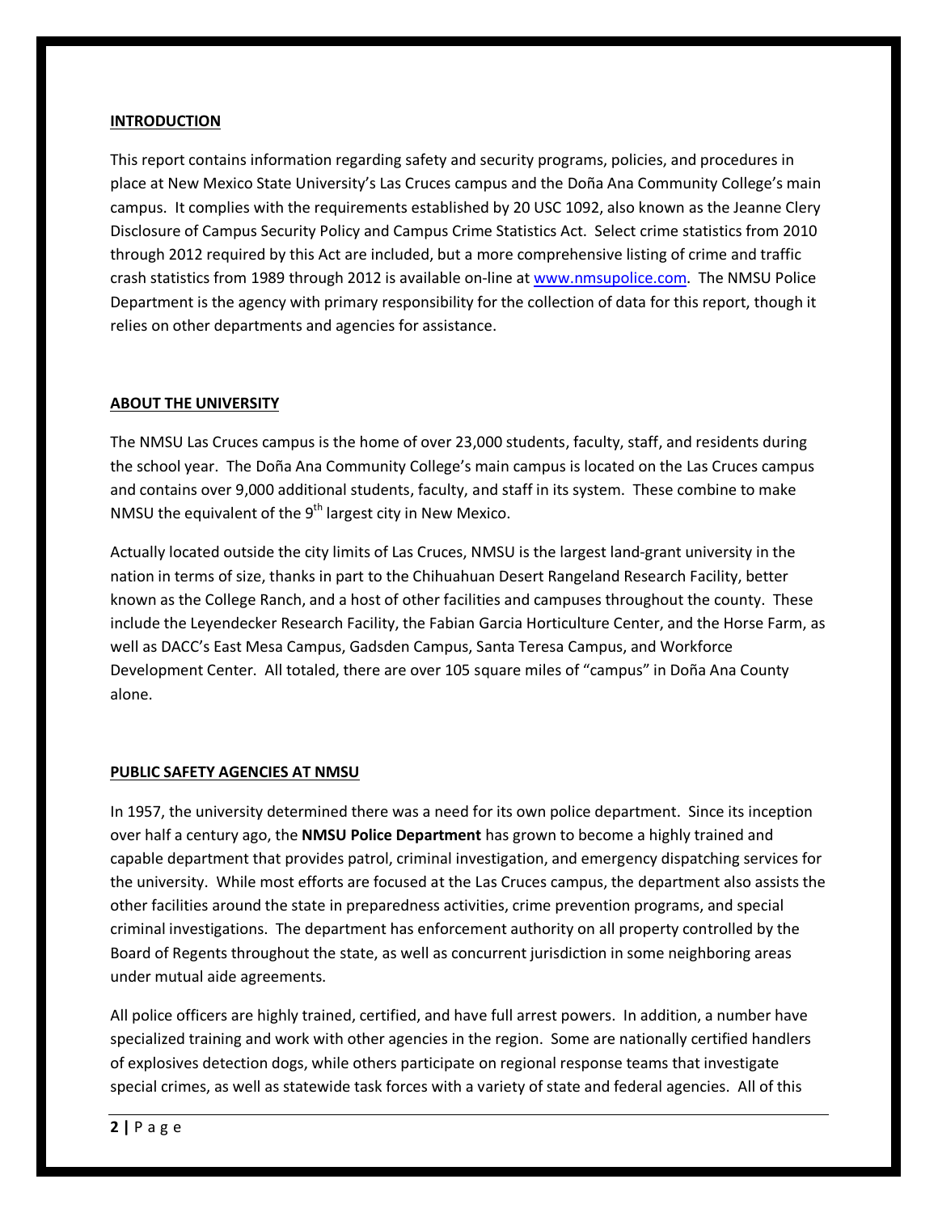## INTRODUCTION

This report contains information regarding safety and security programs, policies, and procedures in place at New Mexico State University's Las Cruces campus and the Doña Ana Community College's main campus. It complies with the requirements established by 20 USC 1092, also known as the Jeanne Clery Disclosure of Campus Security Policy and Campus Crime Statistics Act. Select crime statistics from 2010 through 2012 required by this Act are included, but a more comprehensive listing of crime and traffic crash statistics from 1989 through 2012 is available on-line at www.nmsupolice.com. The NMSU Police Department is the agency with primary responsibility for the collection of data for this report, though it relies on other departments and agencies for assistance.

## ABOUT THE UNIVERSITY

The NMSU Las Cruces campus is the home of over 23,000 students, faculty, staff, and residents during the school year. The Doña Ana Community College's main campus is located on the Las Cruces campus and contains over 9,000 additional students, faculty, and staff in its system. These combine to make NMSU the equivalent of the 9th largest city in New Mexico.

Actually located outside the city limits of Las Cruces, NMSU is the largest land-grant university in the nation in terms of size, thanks in part to the Chihuahuan Desert Rangeland Research Facility, better known as the College Ranch, and a host of other facilities and campuses throughout the county. These include the Leyendecker Research Facility, the Fabian Garcia Horticulture Center, and the Horse Farm, as well as DACC's East Mesa Campus, Gadsden Campus, Santa Teresa Campus, and Workforce Development Center. All totaled, there are over 105 square miles of "campus" in Doña Ana County alone.

## PUBLIC SAFETY AGENCIES AT NMSU

In 1957, the university determined there was a need for its own police department. Since its inception over half a century ago, the **NMSU Police Department** has grown to become a highly trained and capable department that provides patrol, criminal investigation, and emergency dispatching services for the university. While most efforts are focused at the Las Cruces campus, the department also assists the other facilities around the state in preparedness activities, crime prevention programs, and special criminal investigations. The department has enforcement authority on all property controlled by the Board of Regents throughout the state, as well as concurrent jurisdiction in some neighboring areas under mutual aide agreements.

All police officers are highly trained, certified, and have full arrest powers. In addition, a number have specialized training and work with other agencies in the region. Some are nationally certified handlers of explosives detection dogs, while others participate on regional response teams that investigate special crimes, as well as statewide task forces with a variety of state and federal agencies. All of this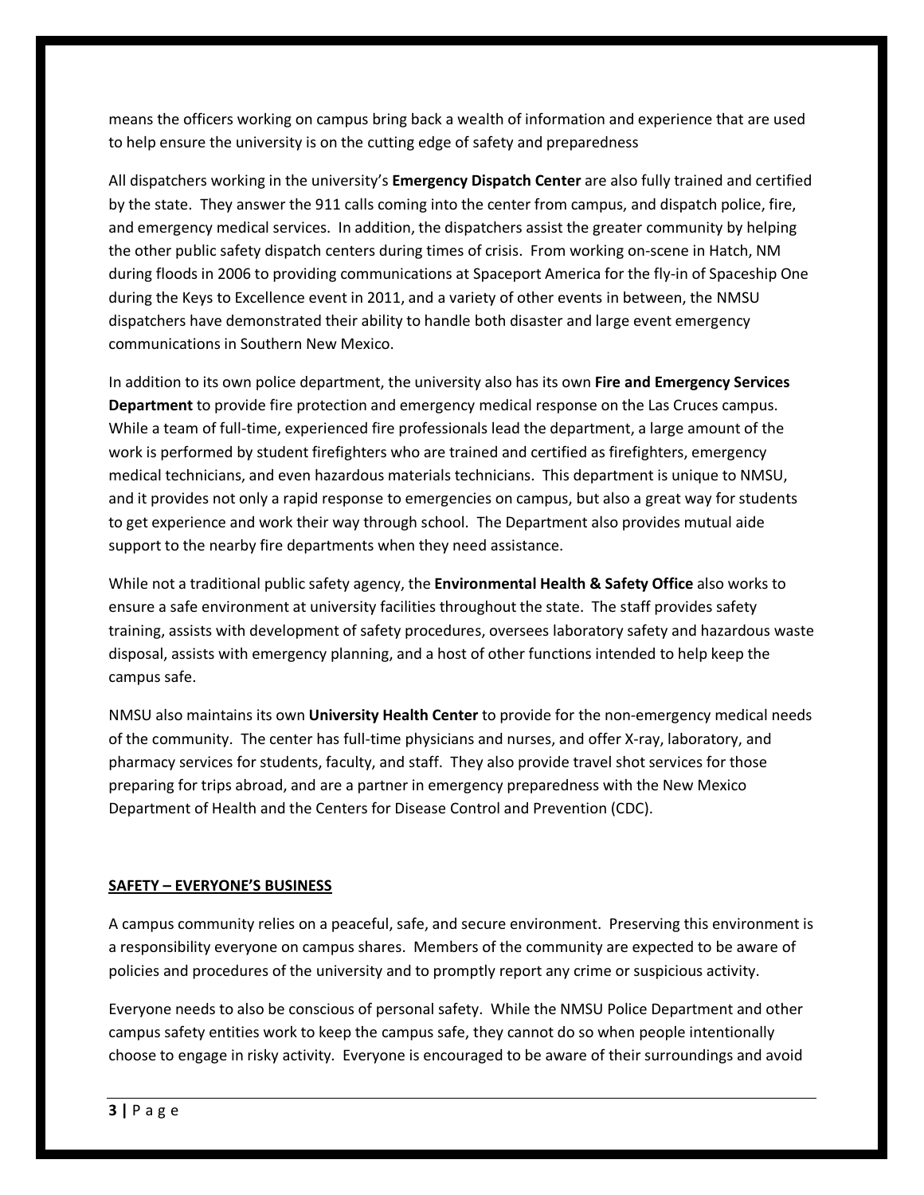means the officers working on campus bring back a wealth of information and experience that are used to help ensure the university is on the cutting edge of safety and preparedness

All dispatchers working in the university's **Emergency Dispatch Center** are also fully trained and certified by the state. They answer the 911 calls coming into the center from campus, and dispatch police, fire, and emergency medical services. In addition, the dispatchers assist the greater community by helping the other public safety dispatch centers during times of crisis. From working on-scene in Hatch, NM during floods in 2006 to providing communications at Spaceport America for the fly-in of Spaceship One during the Keys to Excellence event in 2011, and a variety of other events in between, the NMSU dispatchers have demonstrated their ability to handle both disaster and large event emergency communications in Southern New Mexico.

In addition to its own police department, the university also has its own **Fire and Emergency Services Department** to provide fire protection and emergency medical response on the Las Cruces campus. While a team of full-time, experienced fire professionals lead the department, a large amount of the work is performed by student firefighters who are trained and certified as firefighters, emergency medical technicians, and even hazardous materials technicians. This department is unique to NMSU, and it provides not only a rapid response to emergencies on campus, but also a great way for students to get experience and work their way through school. The Department also provides mutual aide support to the nearby fire departments when they need assistance.

While not a traditional public safety agency, the **Environmental Health & Safety Office** also works to ensure a safe environment at university facilities throughout the state. The staff provides safety training, assists with development of safety procedures, oversees laboratory safety and hazardous waste disposal, assists with emergency planning, and a host of other functions intended to help keep the campus safe.

NMSU also maintains its own **University Health Center** to provide for the non-emergency medical needs of the community. The center has full-time physicians and nurses, and offer X-ray, laboratory, and pharmacy services for students, faculty, and staff. They also provide travel shot services for those preparing for trips abroad, and are a partner in emergency preparedness with the New Mexico Department of Health and the Centers for Disease Control and Prevention (CDC).

## **SAFETY – EVERYONE'S BUSINESS**

A campus community relies on a peaceful, safe, and secure environment. Preserving this environment is a responsibility everyone on campus shares. Members of the community are expected to be aware of policies and procedures of the university and to promptly report any crime or suspicious activity.

Everyone needs to also be conscious of personal safety. While the NMSU Police Department and other campus safety entities work to keep the campus safe, they cannot do so when people intentionally choose to engage in risky activity. Everyone is encouraged to be aware of their surroundings and avoid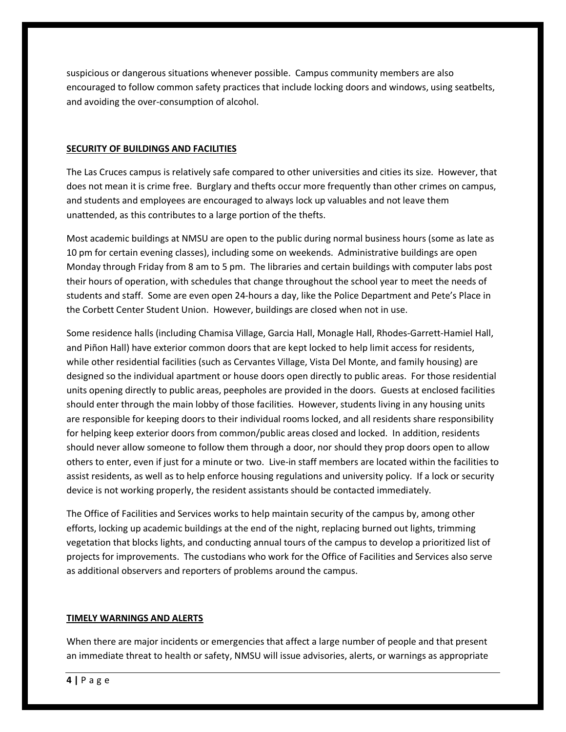suspicious or dangerous situations whenever possible. Campus community members are also encouraged to follow common safety practices that include locking doors and windows, using seatbelts, and avoiding the over-consumption of alcohol.

## SECURITY OF BUILDINGS AND FACILITIES

The Las Cruces campus is relatively safe compared to other universities and cities its size. However, that does not mean it is crime free. Burglary and thefts occur more frequently than other crimes on campus, and students and employees are encouraged to always lock up valuables and not leave them unattended, as this contributes to a large portion of the thefts.

Most academic buildings at NMSU are open to the public during normal business hours (some as late as 10 pm for certain evening classes), including some on weekends. Administrative buildings are open Monday through Friday from 8 am to 5 pm. The libraries and certain buildings with computer labs post their hours of operation, with schedules that change throughout the school year to meet the needs of students and staff. Some are even open 24-hours a day, like the Police Department and Pete's Place in the Corbett Center Student Union. However, buildings are closed when not in use.

Some residence halls (including Chamisa Village, Garcia Hall, Monagle Hall, Rhodes-Garrett-Hamiel Hall, and Piñon Hall) have exterior common doors that are kept locked to help limit access for residents, while other residential facilities (such as Cervantes Village, Vista Del Monte, and family housing) are designed so the individual apartment or house doors open directly to public areas. For those residential units opening directly to public areas, peepholes are provided in the doors. Guests at enclosed facilities should enter through the main lobby of those facilities. However, students living in any housing units are responsible for keeping doors to their individual rooms locked, and all residents share responsibility for helping keep exterior doors from common/public areas closed and locked. In addition, residents should never allow someone to follow them through a door, nor should they prop doors open to allow others to enter, even if just for a minute or two. Live-in staff members are located within the facilities to assist residents, as well as to help enforce housing regulations and university policy. If a lock or security device is not working properly, the resident assistants should be contacted immediately.

The Office of Facilities and Services works to help maintain security of the campus by, among other efforts, locking up academic buildings at the end of the night, replacing burned out lights, trimming vegetation that blocks lights, and conducting annual tours of the campus to develop a prioritized list of projects for improvements. The custodians who work for the Office of Facilities and Services also serve as additional observers and reporters of problems around the campus.

## TIMELY WARNINGS AND ALERTS

When there are major incidents or emergencies that affect a large number of people and that present an immediate threat to health or safety, NMSU will issue advisories, alerts, or warnings as appropriate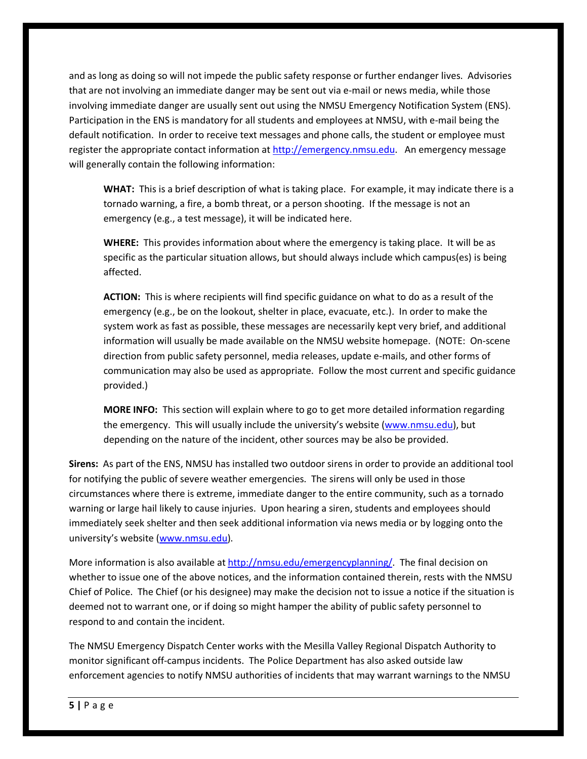and as long as doing so will not impede the public safety response or further endanger lives. Advisories that are not involving an immediate danger may be sent out via e-mail or news media, while those involving immediate danger are usually sent out using the NMSU Emergency Notification System (ENS). Participation in the ENS is mandatory for all students and employees at NMSU, with e-mail being the default notification. In order to receive text messages and phone calls, the student or employee must register the appropriate contact information at http://emergency.nmsu.edu. An emergency message will generally contain the following information:

> **WHAT:** This is a brief description of what is taking place. For example, it may indicate there is a tornado warning, a fire, a bomb threat, or a person shooting. If the message is not an emergency (e.g., a test message), it will be indicated here.
>
> **WHERE:** This provides information about where the emergency is taking place. It will be as specific as the particular situation allows, but should always include which campus(es) is being affected.
>
> **ACTION:** This is where recipients will find specific guidance on what to do as a result of the emergency (e.g., be on the lookout, shelter in place, evacuate, etc.). In order to make the system work as fast as possible, these messages are necessarily kept very brief, and additional information will usually be made available on the NMSU website homepage. (NOTE: On-scene direction from public safety personnel, media releases, update e-mails, and other forms of communication may also be used as appropriate. Follow the most current and specific guidance provided.)
>
> **MORE INFO:** This section will explain where to go to get more detailed information regarding the emergency. This will usually include the university's website (www.nmsu.edu), but depending on the nature of the incident, other sources may be also be provided.

**Sirens:** As part of the ENS, NMSU has installed two outdoor sirens in order to provide an additional tool for notifying the public of severe weather emergencies. The sirens will only be used in those circumstances where there is extreme, immediate danger to the entire community, such as a tornado warning or large hail likely to cause injuries. Upon hearing a siren, students and employees should immediately seek shelter and then seek additional information via news media or by logging onto the university's website (www.nmsu.edu).

More information is also available at http://nmsu.edu/emergencyplanning/. The final decision on whether to issue one of the above notices, and the information contained therein, rests with the NMSU Chief of Police. The Chief (or his designee) may make the decision not to issue a notice if the situation is deemed not to warrant one, or if doing so might hamper the ability of public safety personnel to respond to and contain the incident.

The NMSU Emergency Dispatch Center works with the Mesilla Valley Regional Dispatch Authority to monitor significant off-campus incidents. The Police Department has also asked outside law enforcement agencies to notify NMSU authorities of incidents that may warrant warnings to the NMSU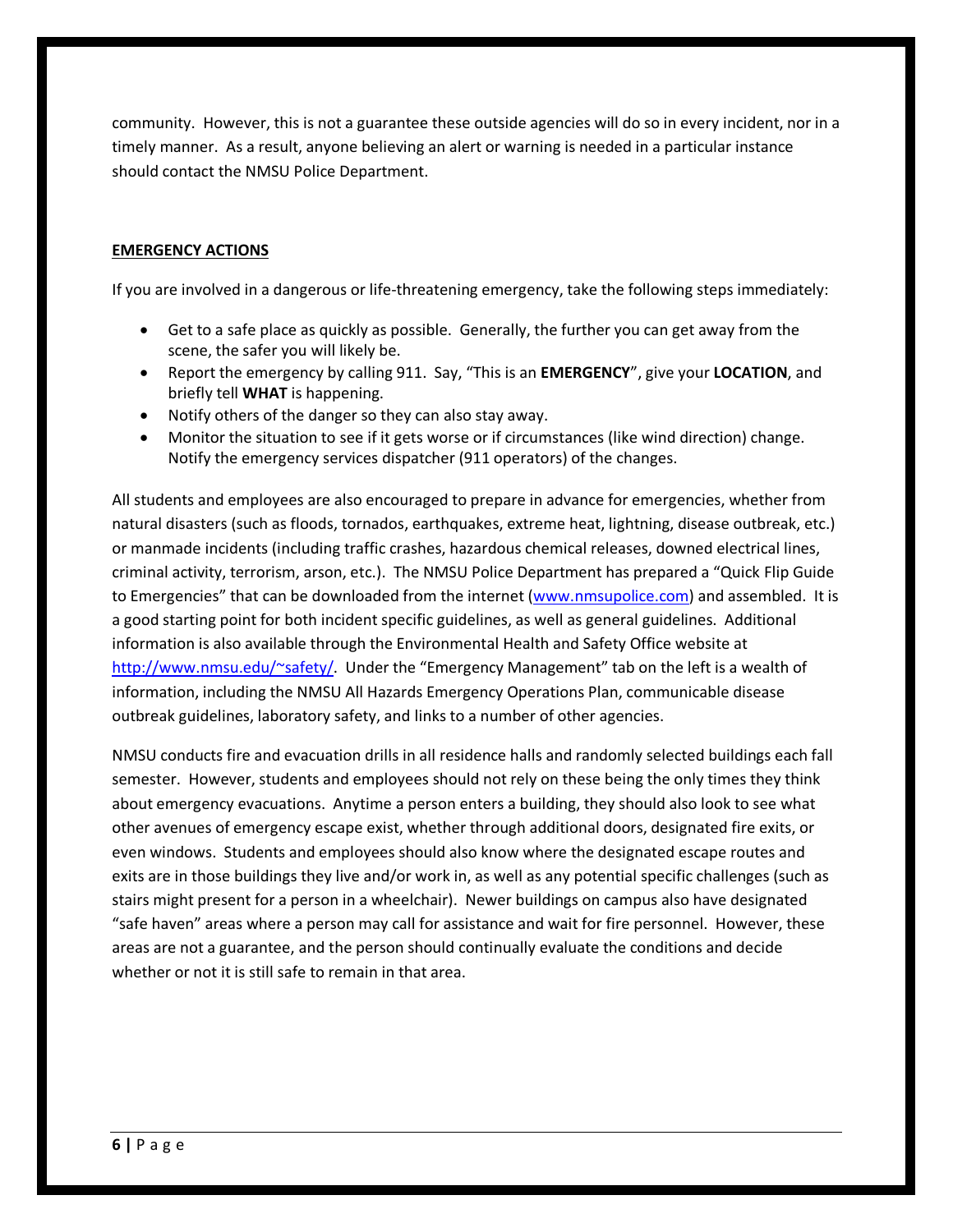community. However, this is not a guarantee these outside agencies will do so in every incident, nor in a timely manner. As a result, anyone believing an alert or warning is needed in a particular instance should contact the NMSU Police Department.

## EMERGENCY ACTIONS

If you are involved in a dangerous or life-threatening emergency, take the following steps immediately:

- Get to a safe place as quickly as possible. Generally, the further you can get away from the scene, the safer you will likely be.
- Report the emergency by calling 911. Say, "This is an **EMERGENCY**", give your **LOCATION**, and briefly tell **WHAT** is happening.
- Notify others of the danger so they can also stay away.
- Monitor the situation to see if it gets worse or if circumstances (like wind direction) change. Notify the emergency services dispatcher (911 operators) of the changes.

All students and employees are also encouraged to prepare in advance for emergencies, whether from natural disasters (such as floods, tornados, earthquakes, extreme heat, lightning, disease outbreak, etc.) or manmade incidents (including traffic crashes, hazardous chemical releases, downed electrical lines, criminal activity, terrorism, arson, etc.). The NMSU Police Department has prepared a "Quick Flip Guide to Emergencies" that can be downloaded from the internet (www.nmsupolice.com) and assembled. It is a good starting point for both incident specific guidelines, as well as general guidelines. Additional information is also available through the Environmental Health and Safety Office website at http://www.nmsu.edu/~safety/. Under the "Emergency Management" tab on the left is a wealth of information, including the NMSU All Hazards Emergency Operations Plan, communicable disease outbreak guidelines, laboratory safety, and links to a number of other agencies.

NMSU conducts fire and evacuation drills in all residence halls and randomly selected buildings each fall semester. However, students and employees should not rely on these being the only times they think about emergency evacuations. Anytime a person enters a building, they should also look to see what other avenues of emergency escape exist, whether through additional doors, designated fire exits, or even windows. Students and employees should also know where the designated escape routes and exits are in those buildings they live and/or work in, as well as any potential specific challenges (such as stairs might present for a person in a wheelchair). Newer buildings on campus also have designated "safe haven" areas where a person may call for assistance and wait for fire personnel. However, these areas are not a guarantee, and the person should continually evaluate the conditions and decide whether or not it is still safe to remain in that area.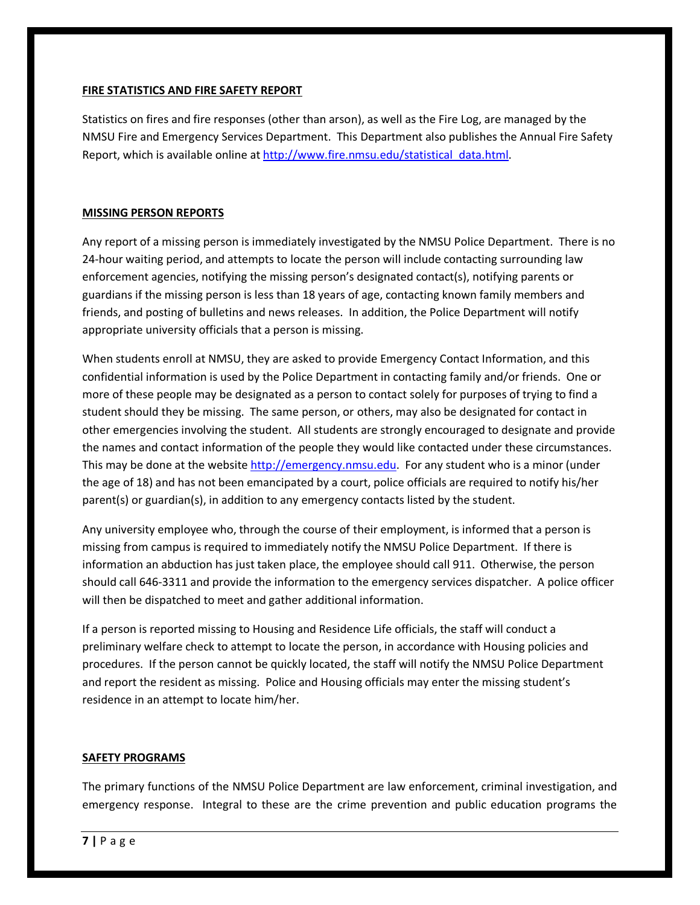## FIRE STATISTICS AND FIRE SAFETY REPORT

Statistics on fires and fire responses (other than arson), as well as the Fire Log, are managed by the NMSU Fire and Emergency Services Department. This Department also publishes the Annual Fire Safety Report, which is available online at http://www.fire.nmsu.edu/statistical_data.html.

## MISSING PERSON REPORTS

Any report of a missing person is immediately investigated by the NMSU Police Department. There is no 24-hour waiting period, and attempts to locate the person will include contacting surrounding law enforcement agencies, notifying the missing person's designated contact(s), notifying parents or guardians if the missing person is less than 18 years of age, contacting known family members and friends, and posting of bulletins and news releases. In addition, the Police Department will notify appropriate university officials that a person is missing.

When students enroll at NMSU, they are asked to provide Emergency Contact Information, and this confidential information is used by the Police Department in contacting family and/or friends. One or more of these people may be designated as a person to contact solely for purposes of trying to find a student should they be missing. The same person, or others, may also be designated for contact in other emergencies involving the student. All students are strongly encouraged to designate and provide the names and contact information of the people they would like contacted under these circumstances. This may be done at the website http://emergency.nmsu.edu. For any student who is a minor (under the age of 18) and has not been emancipated by a court, police officials are required to notify his/her parent(s) or guardian(s), in addition to any emergency contacts listed by the student.

Any university employee who, through the course of their employment, is informed that a person is missing from campus is required to immediately notify the NMSU Police Department. If there is information an abduction has just taken place, the employee should call 911. Otherwise, the person should call 646-3311 and provide the information to the emergency services dispatcher. A police officer will then be dispatched to meet and gather additional information.

If a person is reported missing to Housing and Residence Life officials, the staff will conduct a preliminary welfare check to attempt to locate the person, in accordance with Housing policies and procedures. If the person cannot be quickly located, the staff will notify the NMSU Police Department and report the resident as missing. Police and Housing officials may enter the missing student's residence in an attempt to locate him/her.

## SAFETY PROGRAMS

The primary functions of the NMSU Police Department are law enforcement, criminal investigation, and emergency response. Integral to these are the crime prevention and public education programs the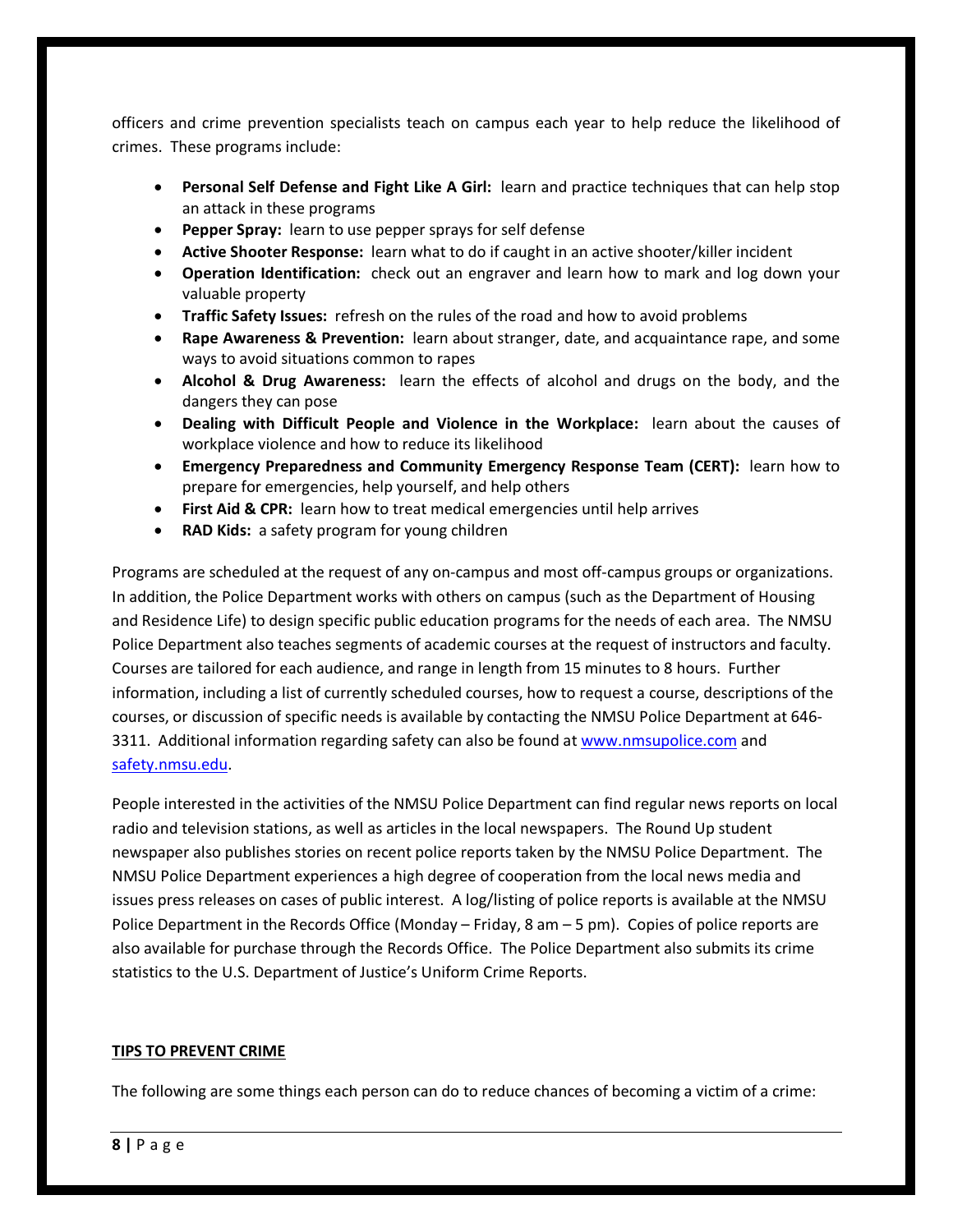officers and crime prevention specialists teach on campus each year to help reduce the likelihood of crimes. These programs include:

- **Personal Self Defense and Fight Like A Girl:** learn and practice techniques that can help stop an attack in these programs
- **Pepper Spray:** learn to use pepper sprays for self defense
- **Active Shooter Response:** learn what to do if caught in an active shooter/killer incident
- **Operation Identification:** check out an engraver and learn how to mark and log down your valuable property
- **Traffic Safety Issues:** refresh on the rules of the road and how to avoid problems
- **Rape Awareness & Prevention:** learn about stranger, date, and acquaintance rape, and some ways to avoid situations common to rapes
- **Alcohol & Drug Awareness:** learn the effects of alcohol and drugs on the body, and the dangers they can pose
- **Dealing with Difficult People and Violence in the Workplace:** learn about the causes of workplace violence and how to reduce its likelihood
- **Emergency Preparedness and Community Emergency Response Team (CERT):** learn how to prepare for emergencies, help yourself, and help others
- **First Aid & CPR:** learn how to treat medical emergencies until help arrives
- **RAD Kids:** a safety program for young children

Programs are scheduled at the request of any on-campus and most off-campus groups or organizations. In addition, the Police Department works with others on campus (such as the Department of Housing and Residence Life) to design specific public education programs for the needs of each area. The NMSU Police Department also teaches segments of academic courses at the request of instructors and faculty. Courses are tailored for each audience, and range in length from 15 minutes to 8 hours. Further information, including a list of currently scheduled courses, how to request a course, descriptions of the courses, or discussion of specific needs is available by contacting the NMSU Police Department at 646-3311. Additional information regarding safety can also be found at [www.nmsupolice.com](http://www.nmsupolice.com) and [safety.nmsu.edu](http://safety.nmsu.edu).

People interested in the activities of the NMSU Police Department can find regular news reports on local radio and television stations, as well as articles in the local newspapers. The Round Up student newspaper also publishes stories on recent police reports taken by the NMSU Police Department. The NMSU Police Department experiences a high degree of cooperation from the local news media and issues press releases on cases of public interest. A log/listing of police reports is available at the NMSU Police Department in the Records Office (Monday – Friday, 8 am – 5 pm). Copies of police reports are also available for purchase through the Records Office. The Police Department also submits its crime statistics to the U.S. Department of Justice's Uniform Crime Reports.

## TIPS TO PREVENT CRIME

The following are some things each person can do to reduce chances of becoming a victim of a crime: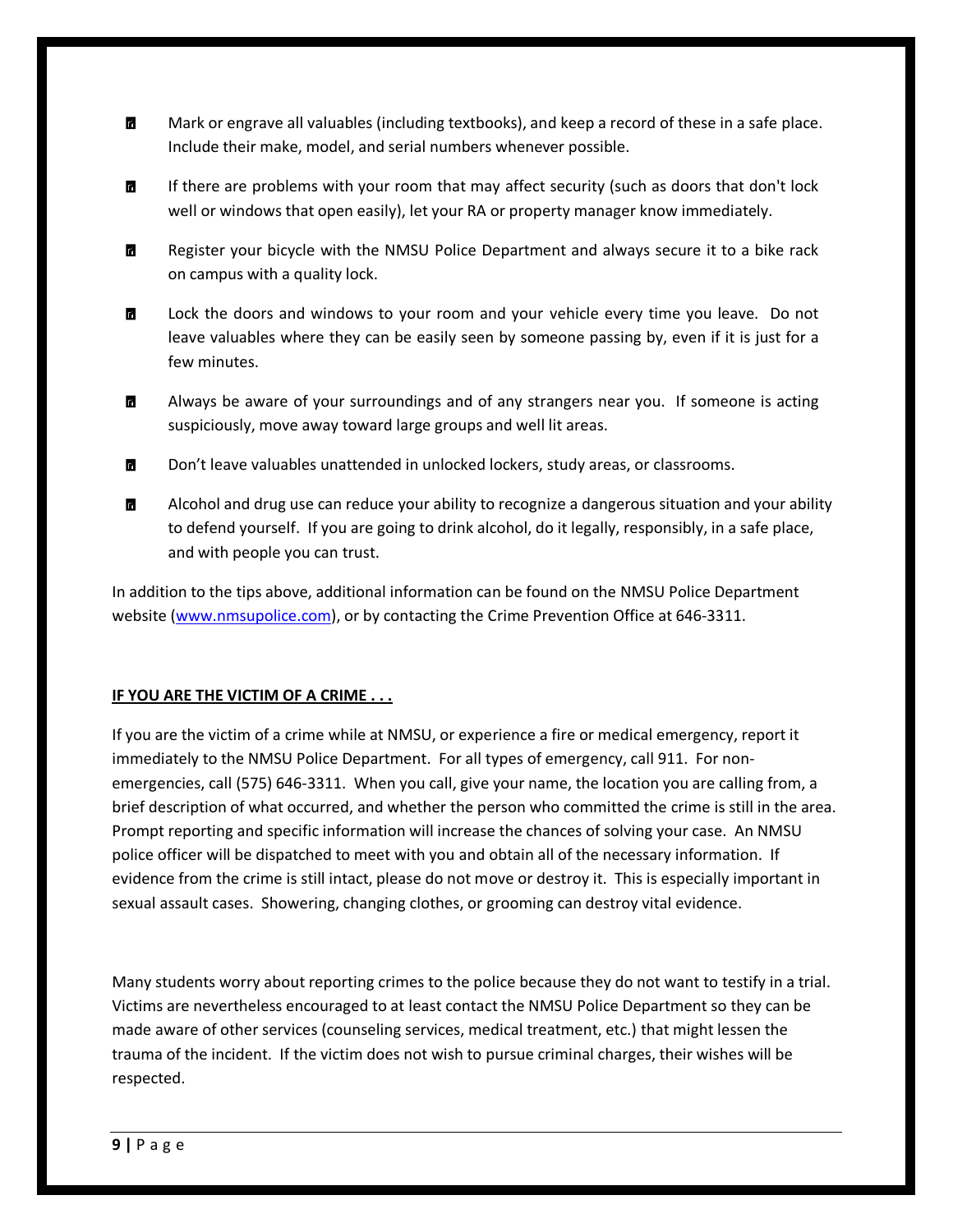- Mark or engrave all valuables (including textbooks), and keep a record of these in a safe place. Include their make, model, and serial numbers whenever possible.
- If there are problems with your room that may affect security (such as doors that don't lock well or windows that open easily), let your RA or property manager know immediately.
- Register your bicycle with the NMSU Police Department and always secure it to a bike rack on campus with a quality lock.
- Lock the doors and windows to your room and your vehicle every time you leave. Do not leave valuables where they can be easily seen by someone passing by, even if it is just for a few minutes.
- Always be aware of your surroundings and of any strangers near you. If someone is acting suspiciously, move away toward large groups and well lit areas.
- Don't leave valuables unattended in unlocked lockers, study areas, or classrooms.
- Alcohol and drug use can reduce your ability to recognize a dangerous situation and your ability to defend yourself. If you are going to drink alcohol, do it legally, responsibly, in a safe place, and with people you can trust.

In addition to the tips above, additional information can be found on the NMSU Police Department website (www.nmsupolice.com), or by contacting the Crime Prevention Office at 646-3311.

## IF YOU ARE THE VICTIM OF A CRIME . . .

If you are the victim of a crime while at NMSU, or experience a fire or medical emergency, report it immediately to the NMSU Police Department. For all types of emergency, call 911. For non-emergencies, call (575) 646-3311. When you call, give your name, the location you are calling from, a brief description of what occurred, and whether the person who committed the crime is still in the area. Prompt reporting and specific information will increase the chances of solving your case. An NMSU police officer will be dispatched to meet with you and obtain all of the necessary information. If evidence from the crime is still intact, please do not move or destroy it. This is especially important in sexual assault cases. Showering, changing clothes, or grooming can destroy vital evidence.

Many students worry about reporting crimes to the police because they do not want to testify in a trial. Victims are nevertheless encouraged to at least contact the NMSU Police Department so they can be made aware of other services (counseling services, medical treatment, etc.) that might lessen the trauma of the incident. If the victim does not wish to pursue criminal charges, their wishes will be respected.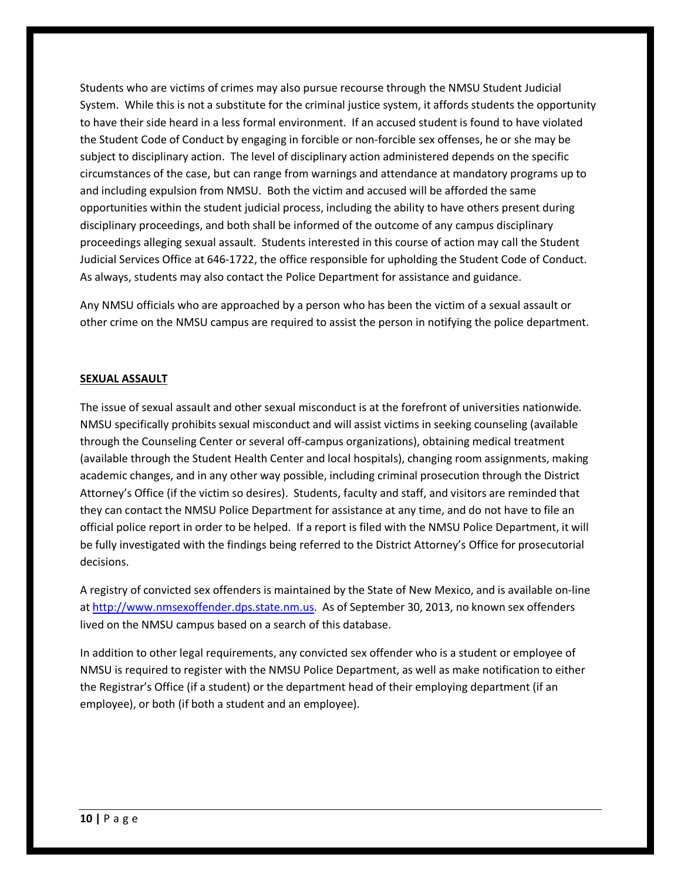Students who are victims of crimes may also pursue recourse through the NMSU Student Judicial System. While this is not a substitute for the criminal justice system, it affords students the opportunity to have their side heard in a less formal environment. If an accused student is found to have violated the Student Code of Conduct by engaging in forcible or non-forcible sex offenses, he or she may be subject to disciplinary action. The level of disciplinary action administered depends on the specific circumstances of the case, but can range from warnings and attendance at mandatory programs up to and including expulsion from NMSU. Both the victim and accused will be afforded the same opportunities within the student judicial process, including the ability to have others present during disciplinary proceedings, and both shall be informed of the outcome of any campus disciplinary proceedings alleging sexual assault. Students interested in this course of action may call the Student Judicial Services Office at 646-1722, the office responsible for upholding the Student Code of Conduct. As always, students may also contact the Police Department for assistance and guidance.

Any NMSU officials who are approached by a person who has been the victim of a sexual assault or other crime on the NMSU campus are required to assist the person in notifying the police department.

## SEXUAL ASSAULT

The issue of sexual assault and other sexual misconduct is at the forefront of universities nationwide. NMSU specifically prohibits sexual misconduct and will assist victims in seeking counseling (available through the Counseling Center or several off-campus organizations), obtaining medical treatment (available through the Student Health Center and local hospitals), changing room assignments, making academic changes, and in any other way possible, including criminal prosecution through the District Attorney's Office (if the victim so desires). Students, faculty and staff, and visitors are reminded that they can contact the NMSU Police Department for assistance at any time, and do not have to file an official police report in order to be helped. If a report is filed with the NMSU Police Department, it will be fully investigated with the findings being referred to the District Attorney's Office for prosecutorial decisions.

A registry of convicted sex offenders is maintained by the State of New Mexico, and is available on-line at [http://www.nmsexoffender.dps.state.nm.us](http://www.nmsexoffender.dps.state.nm.us). As of September 30, 2013, no known sex offenders lived on the NMSU campus based on a search of this database.

In addition to other legal requirements, any convicted sex offender who is a student or employee of NMSU is required to register with the NMSU Police Department, as well as make notification to either the Registrar's Office (if a student) or the department head of their employing department (if an employee), or both (if both a student and an employee).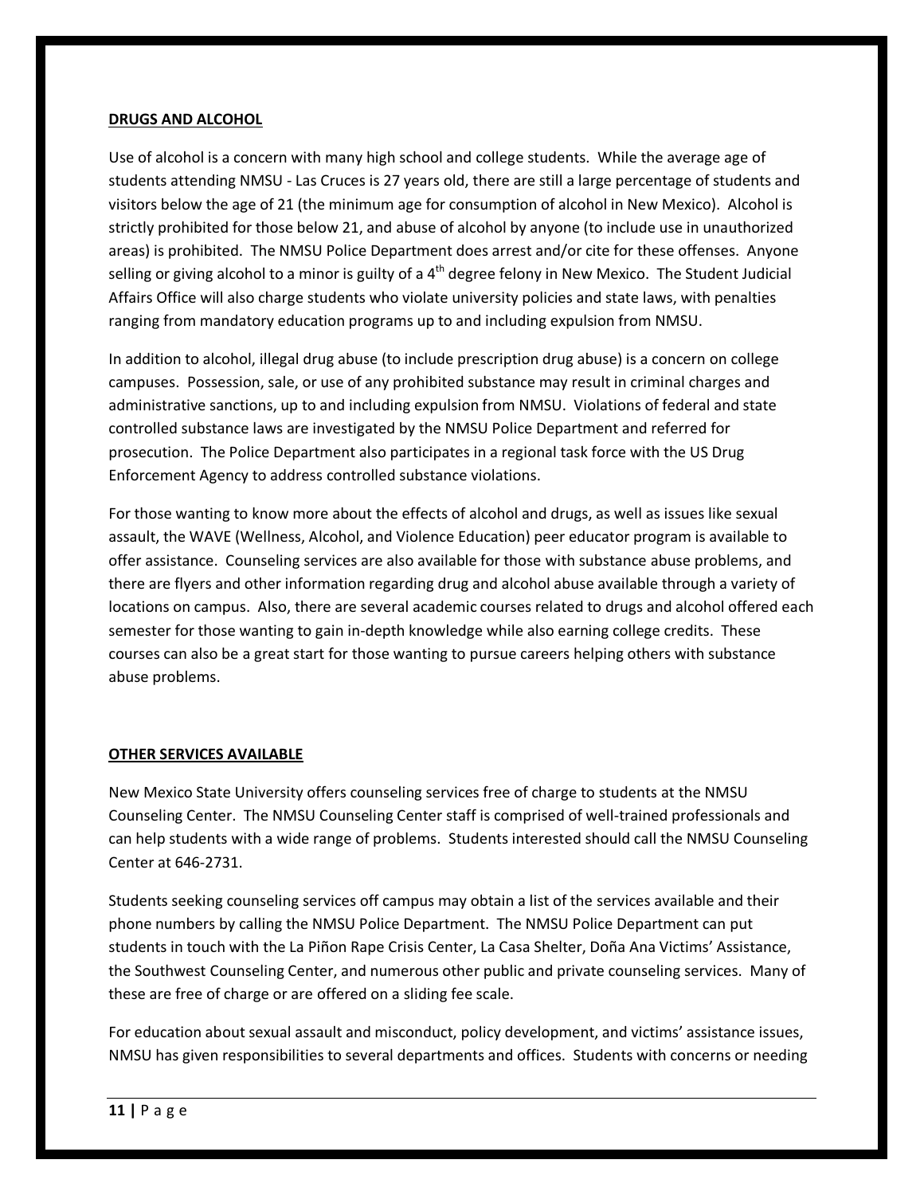## DRUGS AND ALCOHOL

Use of alcohol is a concern with many high school and college students. While the average age of students attending NMSU - Las Cruces is 27 years old, there are still a large percentage of students and visitors below the age of 21 (the minimum age for consumption of alcohol in New Mexico). Alcohol is strictly prohibited for those below 21, and abuse of alcohol by anyone (to include use in unauthorized areas) is prohibited. The NMSU Police Department does arrest and/or cite for these offenses. Anyone selling or giving alcohol to a minor is guilty of a 4th degree felony in New Mexico. The Student Judicial Affairs Office will also charge students who violate university policies and state laws, with penalties ranging from mandatory education programs up to and including expulsion from NMSU.

In addition to alcohol, illegal drug abuse (to include prescription drug abuse) is a concern on college campuses. Possession, sale, or use of any prohibited substance may result in criminal charges and administrative sanctions, up to and including expulsion from NMSU. Violations of federal and state controlled substance laws are investigated by the NMSU Police Department and referred for prosecution. The Police Department also participates in a regional task force with the US Drug Enforcement Agency to address controlled substance violations.

For those wanting to know more about the effects of alcohol and drugs, as well as issues like sexual assault, the WAVE (Wellness, Alcohol, and Violence Education) peer educator program is available to offer assistance. Counseling services are also available for those with substance abuse problems, and there are flyers and other information regarding drug and alcohol abuse available through a variety of locations on campus. Also, there are several academic courses related to drugs and alcohol offered each semester for those wanting to gain in-depth knowledge while also earning college credits. These courses can also be a great start for those wanting to pursue careers helping others with substance abuse problems.

## OTHER SERVICES AVAILABLE

New Mexico State University offers counseling services free of charge to students at the NMSU Counseling Center. The NMSU Counseling Center staff is comprised of well-trained professionals and can help students with a wide range of problems. Students interested should call the NMSU Counseling Center at 646-2731.

Students seeking counseling services off campus may obtain a list of the services available and their phone numbers by calling the NMSU Police Department. The NMSU Police Department can put students in touch with the La Piñon Rape Crisis Center, La Casa Shelter, Doña Ana Victims' Assistance, the Southwest Counseling Center, and numerous other public and private counseling services. Many of these are free of charge or are offered on a sliding fee scale.

For education about sexual assault and misconduct, policy development, and victims' assistance issues, NMSU has given responsibilities to several departments and offices. Students with concerns or needing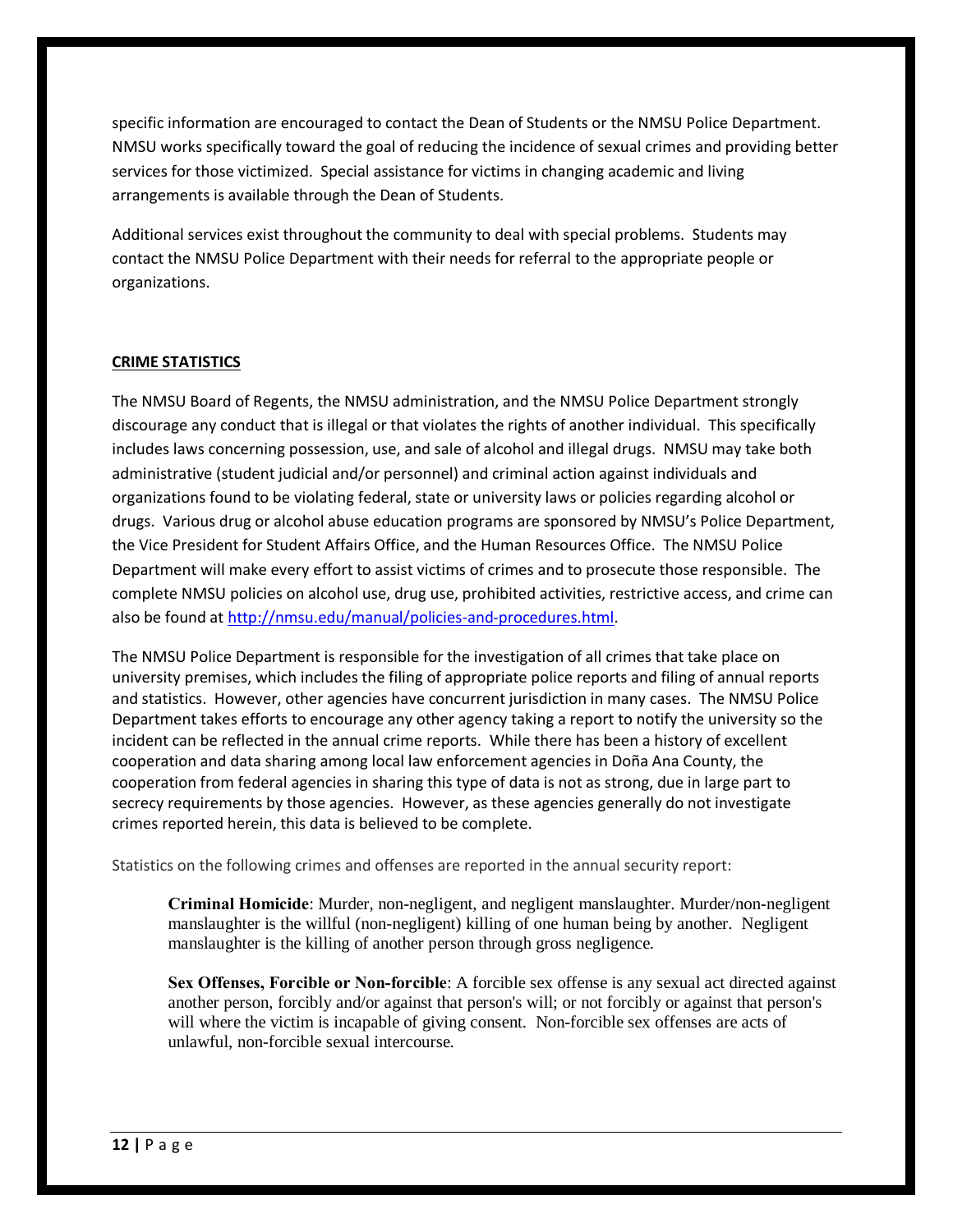specific information are encouraged to contact the Dean of Students or the NMSU Police Department. NMSU works specifically toward the goal of reducing the incidence of sexual crimes and providing better services for those victimized. Special assistance for victims in changing academic and living arrangements is available through the Dean of Students.

Additional services exist throughout the community to deal with special problems. Students may contact the NMSU Police Department with their needs for referral to the appropriate people or organizations.

## CRIME STATISTICS

The NMSU Board of Regents, the NMSU administration, and the NMSU Police Department strongly discourage any conduct that is illegal or that violates the rights of another individual. This specifically includes laws concerning possession, use, and sale of alcohol and illegal drugs. NMSU may take both administrative (student judicial and/or personnel) and criminal action against individuals and organizations found to be violating federal, state or university laws or policies regarding alcohol or drugs. Various drug or alcohol abuse education programs are sponsored by NMSU's Police Department, the Vice President for Student Affairs Office, and the Human Resources Office. The NMSU Police Department will make every effort to assist victims of crimes and to prosecute those responsible. The complete NMSU policies on alcohol use, drug use, prohibited activities, restrictive access, and crime can also be found at http://nmsu.edu/manual/policies-and-procedures.html.

The NMSU Police Department is responsible for the investigation of all crimes that take place on university premises, which includes the filing of appropriate police reports and filing of annual reports and statistics. However, other agencies have concurrent jurisdiction in many cases. The NMSU Police Department takes efforts to encourage any other agency taking a report to notify the university so the incident can be reflected in the annual crime reports. While there has been a history of excellent cooperation and data sharing among local law enforcement agencies in Doña Ana County, the cooperation from federal agencies in sharing this type of data is not as strong, due in large part to secrecy requirements by those agencies. However, as these agencies generally do not investigate crimes reported herein, this data is believed to be complete.

Statistics on the following crimes and offenses are reported in the annual security report:

**Criminal Homicide**: Murder, non-negligent, and negligent manslaughter. Murder/non-negligent manslaughter is the willful (non-negligent) killing of one human being by another. Negligent manslaughter is the killing of another person through gross negligence.

**Sex Offenses, Forcible or Non-forcible**: A forcible sex offense is any sexual act directed against another person, forcibly and/or against that person's will; or not forcibly or against that person's will where the victim is incapable of giving consent. Non-forcible sex offenses are acts of unlawful, non-forcible sexual intercourse.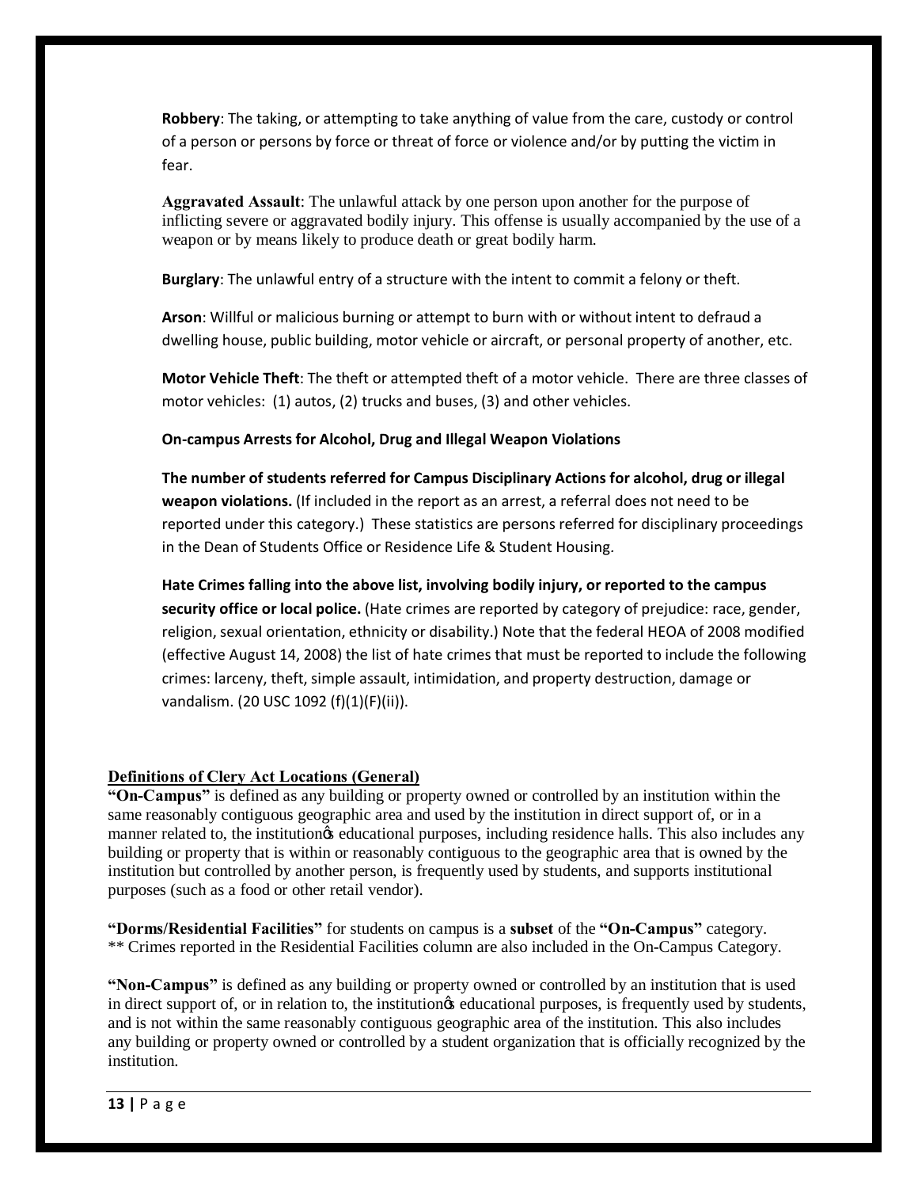**Robbery**: The taking, or attempting to take anything of value from the care, custody or control of a person or persons by force or threat of force or violence and/or by putting the victim in fear.

**Aggravated Assault**: The unlawful attack by one person upon another for the purpose of inflicting severe or aggravated bodily injury. This offense is usually accompanied by the use of a weapon or by means likely to produce death or great bodily harm.

**Burglary**: The unlawful entry of a structure with the intent to commit a felony or theft.

**Arson**: Willful or malicious burning or attempt to burn with or without intent to defraud a dwelling house, public building, motor vehicle or aircraft, or personal property of another, etc.

**Motor Vehicle Theft**: The theft or attempted theft of a motor vehicle. There are three classes of motor vehicles: (1) autos, (2) trucks and buses, (3) and other vehicles.

**On-campus Arrests for Alcohol, Drug and Illegal Weapon Violations**

**The number of students referred for Campus Disciplinary Actions for alcohol, drug or illegal weapon violations.** (If included in the report as an arrest, a referral does not need to be reported under this category.) These statistics are persons referred for disciplinary proceedings in the Dean of Students Office or Residence Life & Student Housing.

**Hate Crimes falling into the above list, involving bodily injury, or reported to the campus security office or local police.** (Hate crimes are reported by category of prejudice: race, gender, religion, sexual orientation, ethnicity or disability.) Note that the federal HEOA of 2008 modified (effective August 14, 2008) the list of hate crimes that must be reported to include the following crimes: larceny, theft, simple assault, intimidation, and property destruction, damage or vandalism. (20 USC 1092 (f)(1)(F)(ii)).

**Definitions of Clery Act Locations (General)**

**"On-Campus"** is defined as any building or property owned or controlled by an institution within the same reasonably contiguous geographic area and used by the institution in direct support of, or in a manner related to, the institution's educational purposes, including residence halls. This also includes any building or property that is within or reasonably contiguous to the geographic area that is owned by the institution but controlled by another person, is frequently used by students, and supports institutional purposes (such as a food or other retail vendor).

**"Dorms/Residential Facilities"** for students on campus is a **subset** of the **"On-Campus"** category.
** Crimes reported in the Residential Facilities column are also included in the On-Campus Category.

**"Non-Campus"** is defined as any building or property owned or controlled by an institution that is used in direct support of, or in relation to, the institution's educational purposes, is frequently used by students, and is not within the same reasonably contiguous geographic area of the institution. This also includes any building or property owned or controlled by a student organization that is officially recognized by the institution.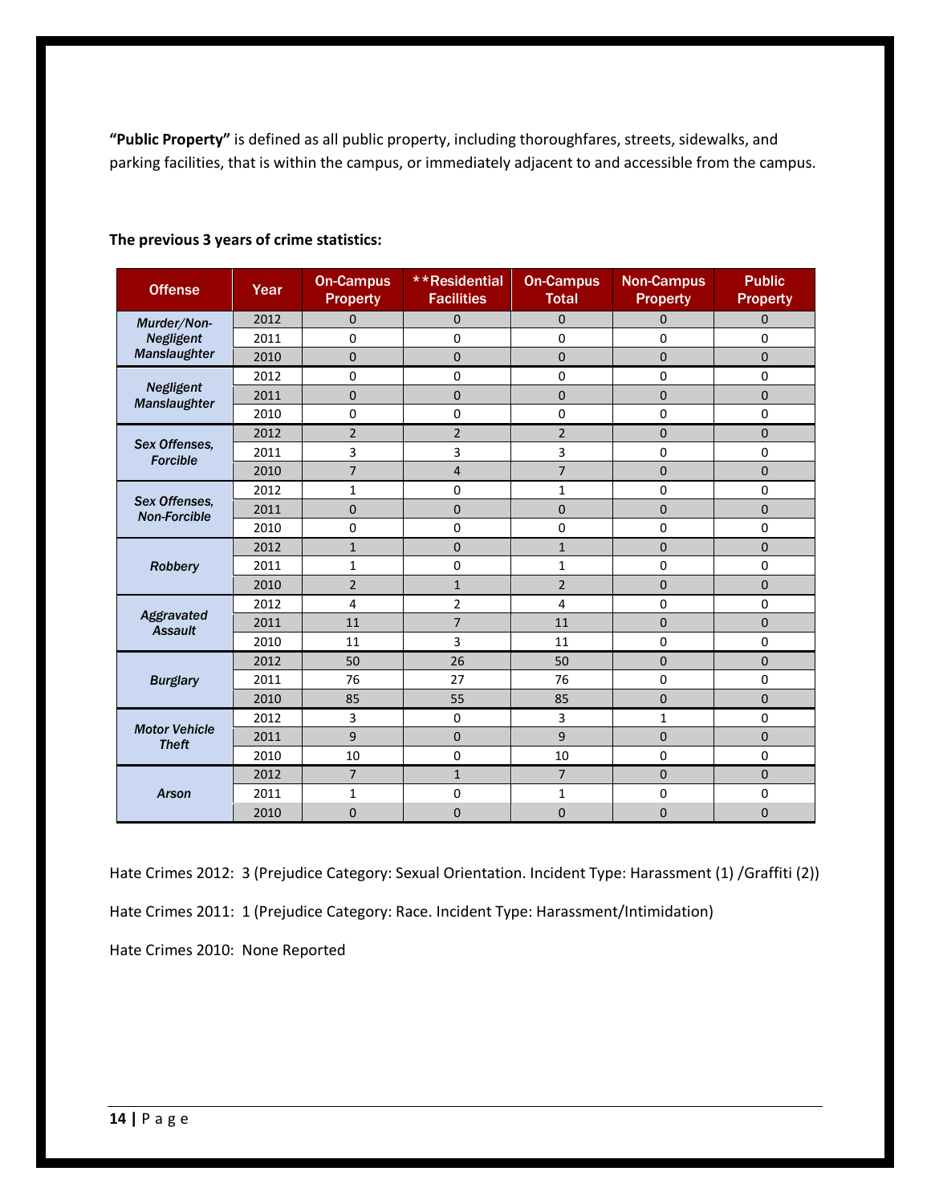**"Public Property"** is defined as all public property, including thoroughfares, streets, sidewalks, and parking facilities, that is within the campus, or immediately adjacent to and accessible from the campus.

**The previous 3 years of crime statistics:**

| Offense | Year | On-Campus Property | **Residential Facilities | On-Campus Total | Non-Campus Property | Public Property |
|---|---|---|---|---|---|---|
| *Murder/Non-Negligent Manslaughter* | 2012 | 0 | 0 | 0 | 0 | 0 |
| | 2011 | 0 | 0 | 0 | 0 | 0 |
| | 2010 | 0 | 0 | 0 | 0 | 0 |
| *Negligent Manslaughter* | 2012 | 0 | 0 | 0 | 0 | 0 |
| | 2011 | 0 | 0 | 0 | 0 | 0 |
| | 2010 | 0 | 0 | 0 | 0 | 0 |
| *Sex Offenses, Forcible* | 2012 | 2 | 2 | 2 | 0 | 0 |
| | 2011 | 3 | 3 | 3 | 0 | 0 |
| | 2010 | 7 | 4 | 7 | 0 | 0 |
| *Sex Offenses, Non-Forcible* | 2012 | 1 | 0 | 1 | 0 | 0 |
| | 2011 | 0 | 0 | 0 | 0 | 0 |
| | 2010 | 0 | 0 | 0 | 0 | 0 |
| *Robbery* | 2012 | 1 | 0 | 1 | 0 | 0 |
| | 2011 | 1 | 0 | 1 | 0 | 0 |
| | 2010 | 2 | 1 | 2 | 0 | 0 |
| *Aggravated Assault* | 2012 | 4 | 2 | 4 | 0 | 0 |
| | 2011 | 11 | 7 | 11 | 0 | 0 |
| | 2010 | 11 | 3 | 11 | 0 | 0 |
| *Burglary* | 2012 | 50 | 26 | 50 | 0 | 0 |
| | 2011 | 76 | 27 | 76 | 0 | 0 |
| | 2010 | 85 | 55 | 85 | 0 | 0 |
| *Motor Vehicle Theft* | 2012 | 3 | 0 | 3 | 1 | 0 |
| | 2011 | 9 | 0 | 9 | 0 | 0 |
| | 2010 | 10 | 0 | 10 | 0 | 0 |
| *Arson* | 2012 | 7 | 1 | 7 | 0 | 0 |
| | 2011 | 1 | 0 | 1 | 0 | 0 |
| | 2010 | 0 | 0 | 0 | 0 | 0 |

Hate Crimes 2012: 3 (Prejudice Category: Sexual Orientation. Incident Type: Harassment (1) /Graffiti (2))

Hate Crimes 2011: 1 (Prejudice Category: Race. Incident Type: Harassment/Intimidation)

Hate Crimes 2010: None Reported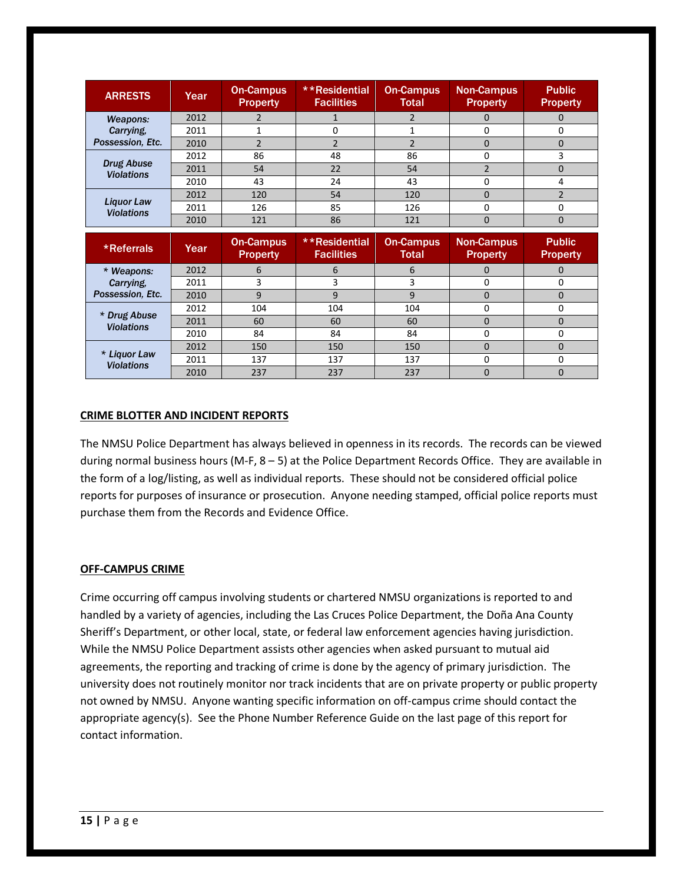| ARRESTS | Year | On-Campus Property | **Residential Facilities | On-Campus Total | Non-Campus Property | Public Property |
|---|---|---|---|---|---|---|
| *Weapons: Carrying, Possession, Etc.* | 2012 | 2 | 1 | 2 | 0 | 0 |
| | 2011 | 1 | 0 | 1 | 0 | 0 |
| | 2010 | 2 | 2 | 2 | 0 | 0 |
| *Drug Abuse Violations* | 2012 | 86 | 48 | 86 | 0 | 3 |
| | 2011 | 54 | 22 | 54 | 2 | 0 |
| | 2010 | 43 | 24 | 43 | 0 | 4 |
| *Liquor Law Violations* | 2012 | 120 | 54 | 120 | 0 | 2 |
| | 2011 | 126 | 85 | 126 | 0 | 0 |
| | 2010 | 121 | 86 | 121 | 0 | 0 |

| *Referrals | Year | On-Campus Property | **Residential Facilities | On-Campus Total | Non-Campus Property | Public Property |
|---|---|---|---|---|---|---|
| *\* Weapons: Carrying, Possession, Etc.* | 2012 | 6 | 6 | 6 | 0 | 0 |
| | 2011 | 3 | 3 | 3 | 0 | 0 |
| | 2010 | 9 | 9 | 9 | 0 | 0 |
| *\* Drug Abuse Violations* | 2012 | 104 | 104 | 104 | 0 | 0 |
| | 2011 | 60 | 60 | 60 | 0 | 0 |
| | 2010 | 84 | 84 | 84 | 0 | 0 |
| *\* Liquor Law Violations* | 2012 | 150 | 150 | 150 | 0 | 0 |
| | 2011 | 137 | 137 | 137 | 0 | 0 |
| | 2010 | 237 | 237 | 237 | 0 | 0 |

## CRIME BLOTTER AND INCIDENT REPORTS

The NMSU Police Department has always believed in openness in its records. The records can be viewed during normal business hours (M-F, 8 – 5) at the Police Department Records Office. They are available in the form of a log/listing, as well as individual reports. These should not be considered official police reports for purposes of insurance or prosecution. Anyone needing stamped, official police reports must purchase them from the Records and Evidence Office.

## OFF-CAMPUS CRIME

Crime occurring off campus involving students or chartered NMSU organizations is reported to and handled by a variety of agencies, including the Las Cruces Police Department, the Doña Ana County Sheriff's Department, or other local, state, or federal law enforcement agencies having jurisdiction. While the NMSU Police Department assists other agencies when asked pursuant to mutual aid agreements, the reporting and tracking of crime is done by the agency of primary jurisdiction. The university does not routinely monitor nor track incidents that are on private property or public property not owned by NMSU. Anyone wanting specific information on off-campus crime should contact the appropriate agency(s). See the Phone Number Reference Guide on the last page of this report for contact information.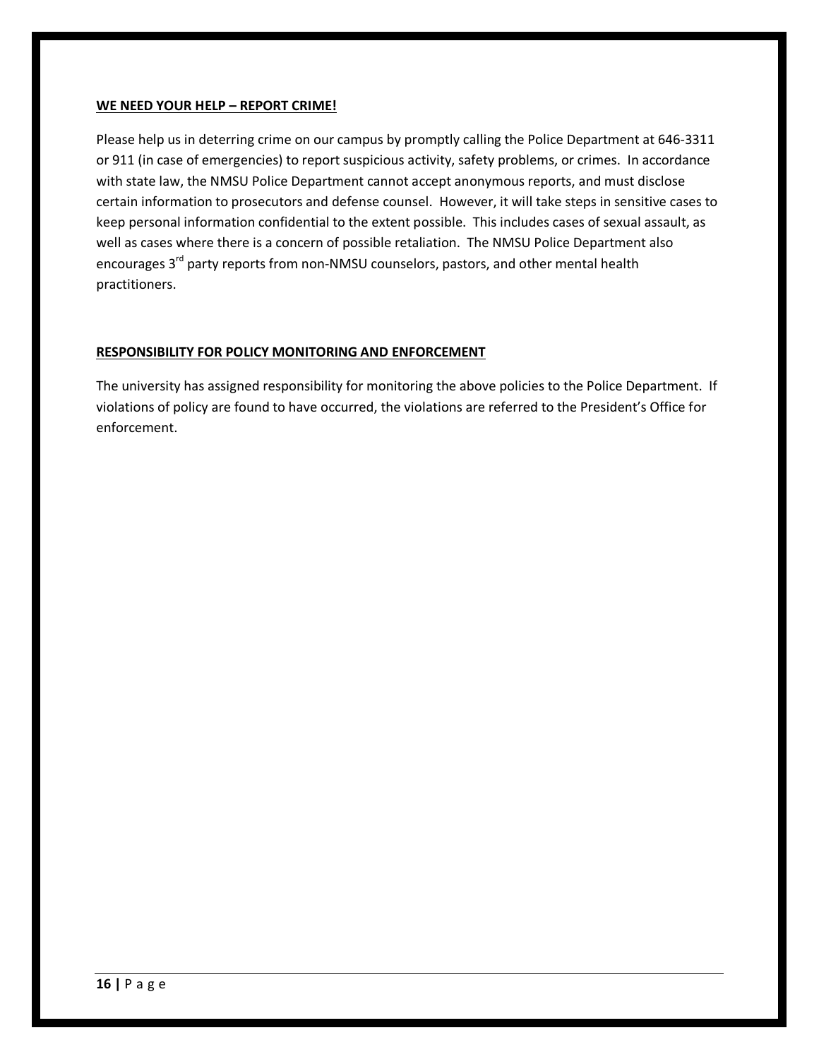## WE NEED YOUR HELP – REPORT CRIME!

Please help us in deterring crime on our campus by promptly calling the Police Department at 646-3311 or 911 (in case of emergencies) to report suspicious activity, safety problems, or crimes. In accordance with state law, the NMSU Police Department cannot accept anonymous reports, and must disclose certain information to prosecutors and defense counsel. However, it will take steps in sensitive cases to keep personal information confidential to the extent possible. This includes cases of sexual assault, as well as cases where there is a concern of possible retaliation. The NMSU Police Department also encourages 3rd party reports from non-NMSU counselors, pastors, and other mental health practitioners.

## RESPONSIBILITY FOR POLICY MONITORING AND ENFORCEMENT

The university has assigned responsibility for monitoring the above policies to the Police Department. If violations of policy are found to have occurred, the violations are referred to the President's Office for enforcement.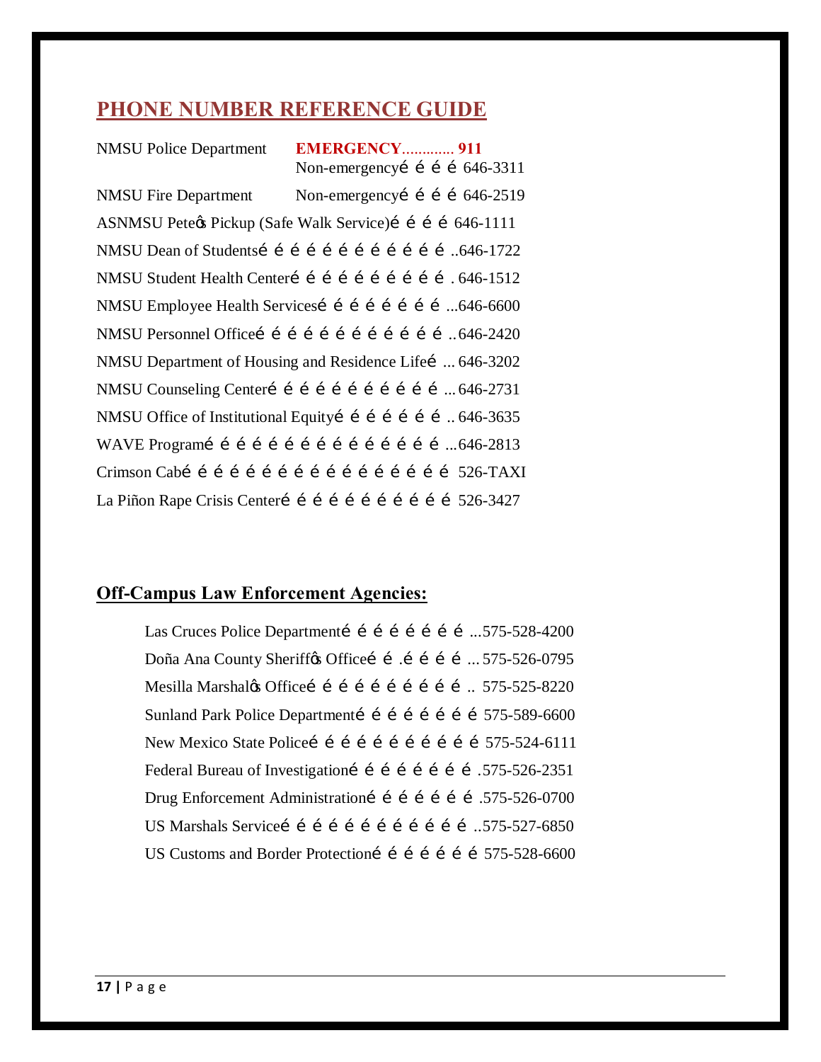## PHONE NUMBER REFERENCE GUIDE

NMSU Police Department — **EMERGENCY**............. **911**
Non-emergency………… 646-3311

NMSU Fire Department — Non-emergency………… 646-2519

ASNMSU Pete's Pickup (Safe Walk Service)………… 646-1111

NMSU Dean of Students……………………………..646-1722

NMSU Student Health Center………………………… . 646-1512

NMSU Employee Health Services…………………………...646-6600

NMSU Personnel Office……………………………….. 646-2420

NMSU Department of Housing and Residence Life… ... 646-3202

NMSU Counseling Center…………………………… ... 646-2731

NMSU Office of Institutional Equity…………………….. 646-3635

WAVE Program……………………………………………...646-2813

Crimson Cab…………………………………………………… 526-TAXI

La Piñon Rape Crisis Center……………………………… 526-3427

### Off-Campus Law Enforcement Agencies:

Las Cruces Police Department…………………………...575-528-4200

Doña Ana County Sheriff's Office…….………… ... 575-526-0795

Mesilla Marshal's Office…………………………….. 575-525-8220

Sunland Park Police Department………………………… 575-589-6600

New Mexico State Police……………………………… 575-524-6111

Federal Bureau of Investigation………………………….575-526-2351

Drug Enforcement Administration…………………….575-526-0700

US Marshals Service………………………………...575-527-6850

US Customs and Border Protection……………………… 575-528-6600